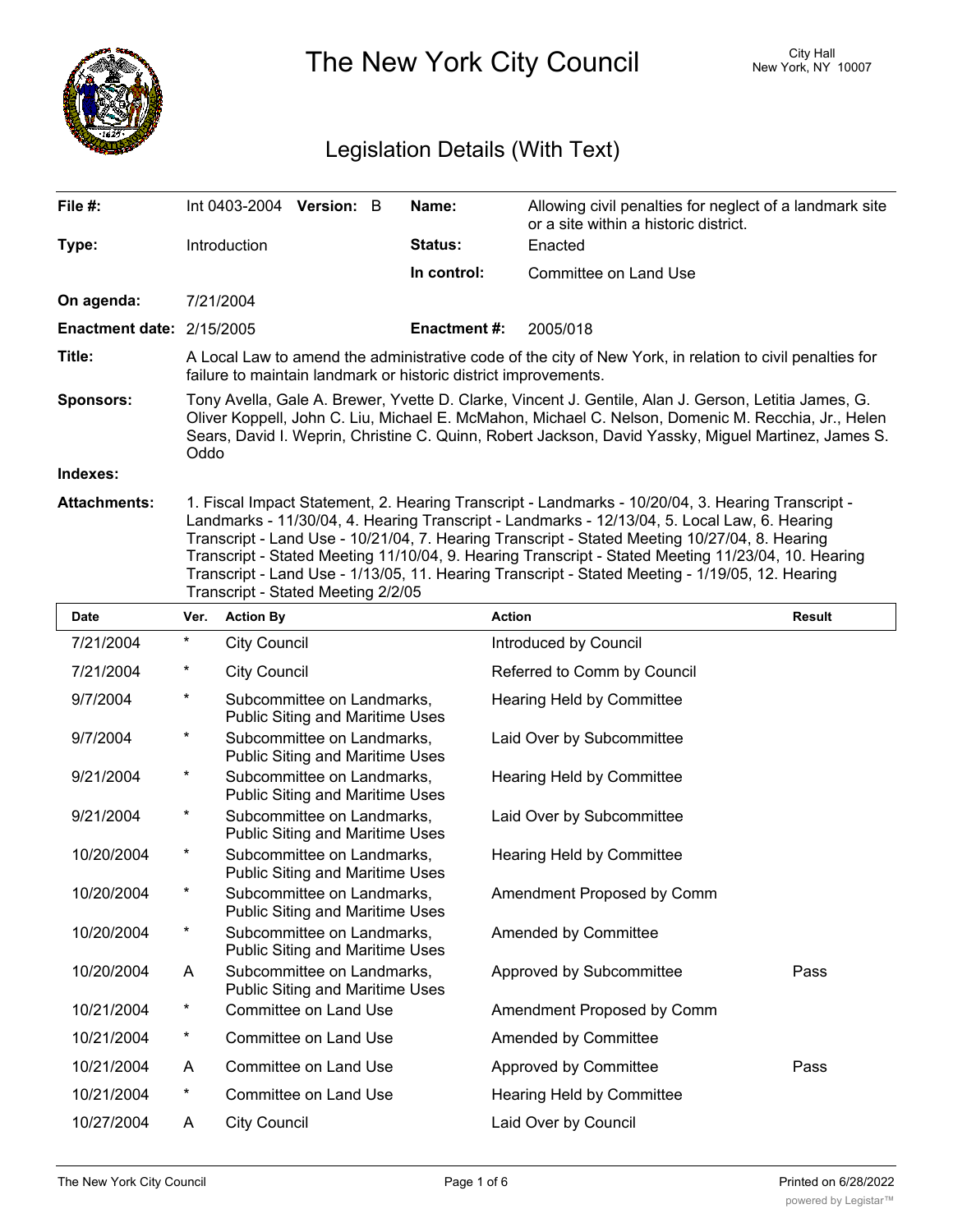# The New York City Council

City Hall
New York, NY 10007

## Legislation Details (With Text)

| | | | |
|---|---|---|---|
| **File #:** | Int 0403-2004 **Version:** B | **Name:** | Allowing civil penalties for neglect of a landmark site or a site within a historic district. |
| **Type:** | Introduction | **Status:** | Enacted |
| | | **In control:** | Committee on Land Use |
| **On agenda:** | 7/21/2004 | | |
| **Enactment date:** | 2/15/2005 | **Enactment #:** | 2005/018 |

**Title:** A Local Law to amend the administrative code of the city of New York, in relation to civil penalties for failure to maintain landmark or historic district improvements.

**Sponsors:** Tony Avella, Gale A. Brewer, Yvette D. Clarke, Vincent J. Gentile, Alan J. Gerson, Letitia James, G. Oliver Koppell, John C. Liu, Michael E. McMahon, Michael C. Nelson, Domenic M. Recchia, Jr., Helen Sears, David I. Weprin, Christine C. Quinn, Robert Jackson, David Yassky, Miguel Martinez, James S. Oddo

**Indexes:**

**Attachments:** 1. Fiscal Impact Statement, 2. Hearing Transcript - Landmarks - 10/20/04, 3. Hearing Transcript - Landmarks - 11/30/04, 4. Hearing Transcript - Landmarks - 12/13/04, 5. Local Law, 6. Hearing Transcript - Land Use - 10/21/04, 7. Hearing Transcript - Stated Meeting 10/27/04, 8. Hearing Transcript - Stated Meeting 11/10/04, 9. Hearing Transcript - Stated Meeting 11/23/04, 10. Hearing Transcript - Land Use - 1/13/05, 11. Hearing Transcript - Stated Meeting - 1/19/05, 12. Hearing Transcript - Stated Meeting 2/2/05

| Date | Ver. | Action By | Action | Result |
|---|---|---|---|---|
| 7/21/2004 | * | City Council | Introduced by Council | |
| 7/21/2004 | * | City Council | Referred to Comm by Council | |
| 9/7/2004 | * | Subcommittee on Landmarks, Public Siting and Maritime Uses | Hearing Held by Committee | |
| 9/7/2004 | * | Subcommittee on Landmarks, Public Siting and Maritime Uses | Laid Over by Subcommittee | |
| 9/21/2004 | * | Subcommittee on Landmarks, Public Siting and Maritime Uses | Hearing Held by Committee | |
| 9/21/2004 | * | Subcommittee on Landmarks, Public Siting and Maritime Uses | Laid Over by Subcommittee | |
| 10/20/2004 | * | Subcommittee on Landmarks, Public Siting and Maritime Uses | Hearing Held by Committee | |
| 10/20/2004 | * | Subcommittee on Landmarks, Public Siting and Maritime Uses | Amendment Proposed by Comm | |
| 10/20/2004 | * | Subcommittee on Landmarks, Public Siting and Maritime Uses | Amended by Committee | |
| 10/20/2004 | A | Subcommittee on Landmarks, Public Siting and Maritime Uses | Approved by Subcommittee | Pass |
| 10/21/2004 | * | Committee on Land Use | Amendment Proposed by Comm | |
| 10/21/2004 | * | Committee on Land Use | Amended by Committee | |
| 10/21/2004 | A | Committee on Land Use | Approved by Committee | Pass |
| 10/21/2004 | * | Committee on Land Use | Hearing Held by Committee | |
| 10/27/2004 | A | City Council | Laid Over by Council | |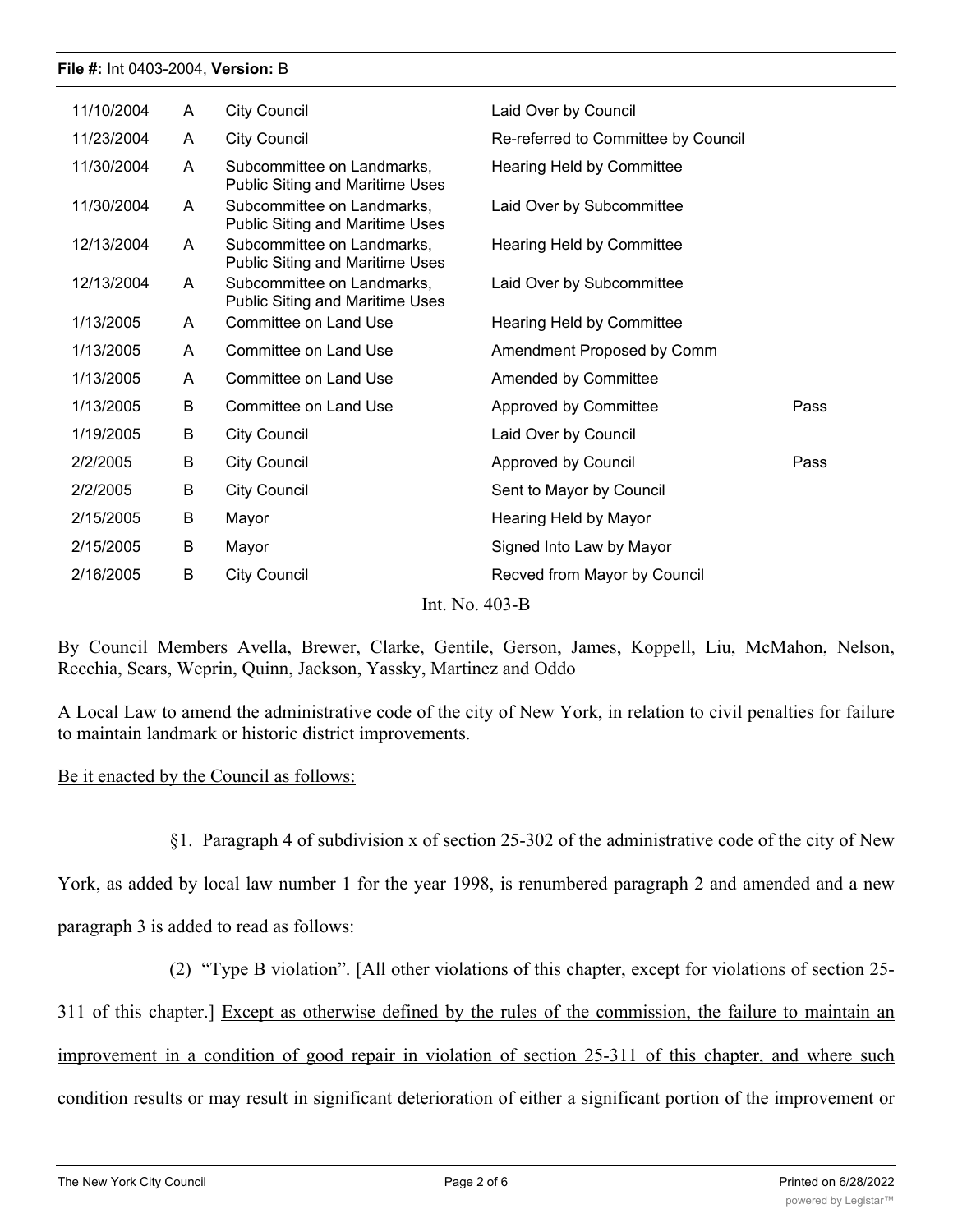| | | | | |
|---|---|---|---|---|
| 11/10/2004 | A | City Council | Laid Over by Council | |
| 11/23/2004 | A | City Council | Re-referred to Committee by Council | |
| 11/30/2004 | A | Subcommittee on Landmarks, Public Siting and Maritime Uses | Hearing Held by Committee | |
| 11/30/2004 | A | Subcommittee on Landmarks, Public Siting and Maritime Uses | Laid Over by Subcommittee | |
| 12/13/2004 | A | Subcommittee on Landmarks, Public Siting and Maritime Uses | Hearing Held by Committee | |
| 12/13/2004 | A | Subcommittee on Landmarks, Public Siting and Maritime Uses | Laid Over by Subcommittee | |
| 1/13/2005 | A | Committee on Land Use | Hearing Held by Committee | |
| 1/13/2005 | A | Committee on Land Use | Amendment Proposed by Comm | |
| 1/13/2005 | A | Committee on Land Use | Amended by Committee | |
| 1/13/2005 | B | Committee on Land Use | Approved by Committee | Pass |
| 1/19/2005 | B | City Council | Laid Over by Council | |
| 2/2/2005 | B | City Council | Approved by Council | Pass |
| 2/2/2005 | B | City Council | Sent to Mayor by Council | |
| 2/15/2005 | B | Mayor | Hearing Held by Mayor | |
| 2/15/2005 | B | Mayor | Signed Into Law by Mayor | |
| 2/16/2005 | B | City Council | Recved from Mayor by Council | |

Int. No. 403-B

By Council Members Avella, Brewer, Clarke, Gentile, Gerson, James, Koppell, Liu, McMahon, Nelson, Recchia, Sears, Weprin, Quinn, Jackson, Yassky, Martinez and Oddo

A Local Law to amend the administrative code of the city of New York, in relation to civil penalties for failure to maintain landmark or historic district improvements.

Be it enacted by the Council as follows:

§1. Paragraph 4 of subdivision x of section 25-302 of the administrative code of the city of New York, as added by local law number 1 for the year 1998, is renumbered paragraph 2 and amended and a new paragraph 3 is added to read as follows:

(2) "Type B violation". [All other violations of this chapter, except for violations of section 25-311 of this chapter.] Except as otherwise defined by the rules of the commission, the failure to maintain an improvement in a condition of good repair in violation of section 25-311 of this chapter, and where such condition results or may result in significant deterioration of either a significant portion of the improvement or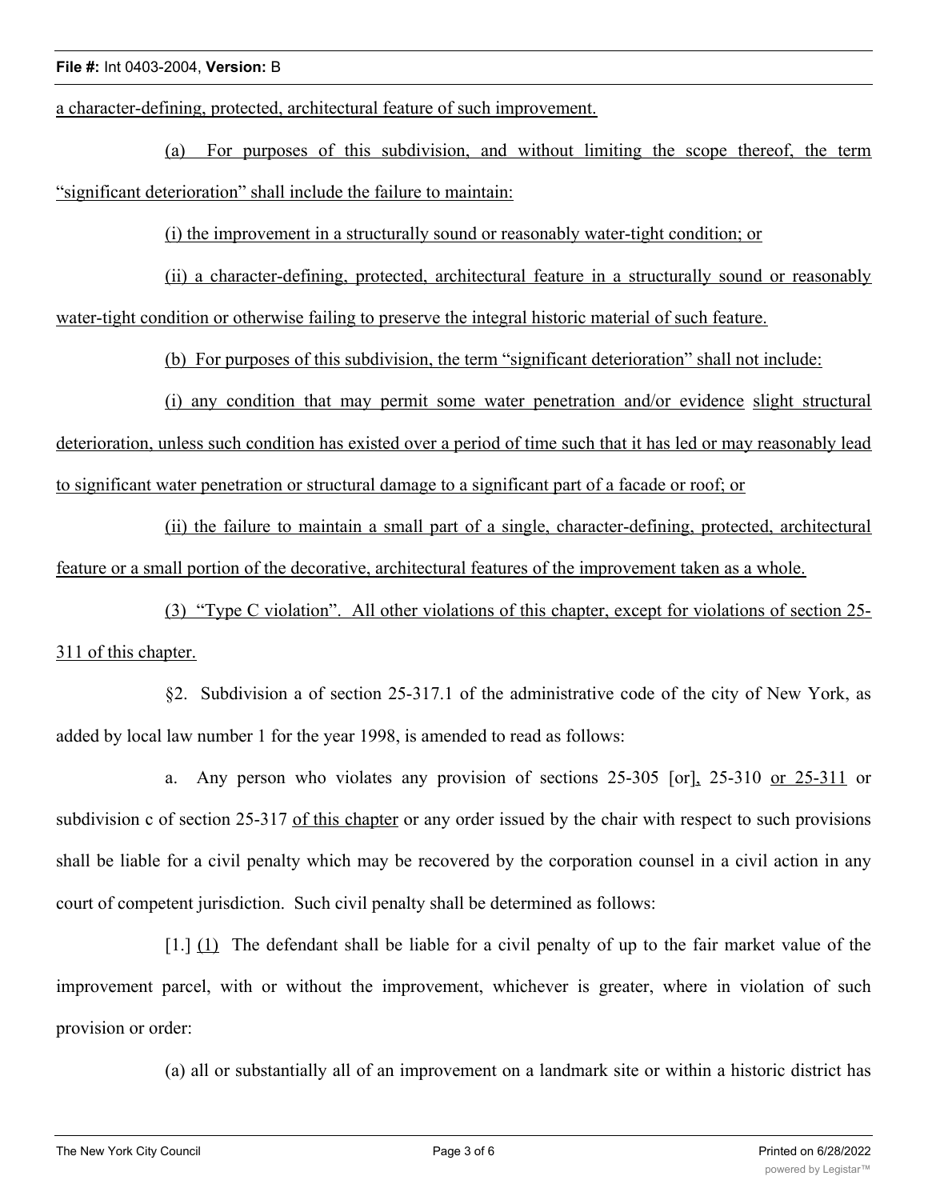a character-defining, protected, architectural feature of such improvement.

(a) For purposes of this subdivision, and without limiting the scope thereof, the term "significant deterioration" shall include the failure to maintain:

(i) the improvement in a structurally sound or reasonably water-tight condition; or

(ii) a character-defining, protected, architectural feature in a structurally sound or reasonably water-tight condition or otherwise failing to preserve the integral historic material of such feature.

(b) For purposes of this subdivision, the term "significant deterioration" shall not include:

(i) any condition that may permit some water penetration and/or evidence slight structural deterioration, unless such condition has existed over a period of time such that it has led or may reasonably lead to significant water penetration or structural damage to a significant part of a facade or roof; or

(ii) the failure to maintain a small part of a single, character-defining, protected, architectural feature or a small portion of the decorative, architectural features of the improvement taken as a whole.

(3) "Type C violation". All other violations of this chapter, except for violations of section 25-311 of this chapter.

§2. Subdivision a of section 25-317.1 of the administrative code of the city of New York, as added by local law number 1 for the year 1998, is amended to read as follows:

a. Any person who violates any provision of sections 25-305 [or], 25-310 or 25-311 or subdivision c of section 25-317 of this chapter or any order issued by the chair with respect to such provisions shall be liable for a civil penalty which may be recovered by the corporation counsel in a civil action in any court of competent jurisdiction. Such civil penalty shall be determined as follows:

[1.] (1) The defendant shall be liable for a civil penalty of up to the fair market value of the improvement parcel, with or without the improvement, whichever is greater, where in violation of such provision or order:

(a) all or substantially all of an improvement on a landmark site or within a historic district has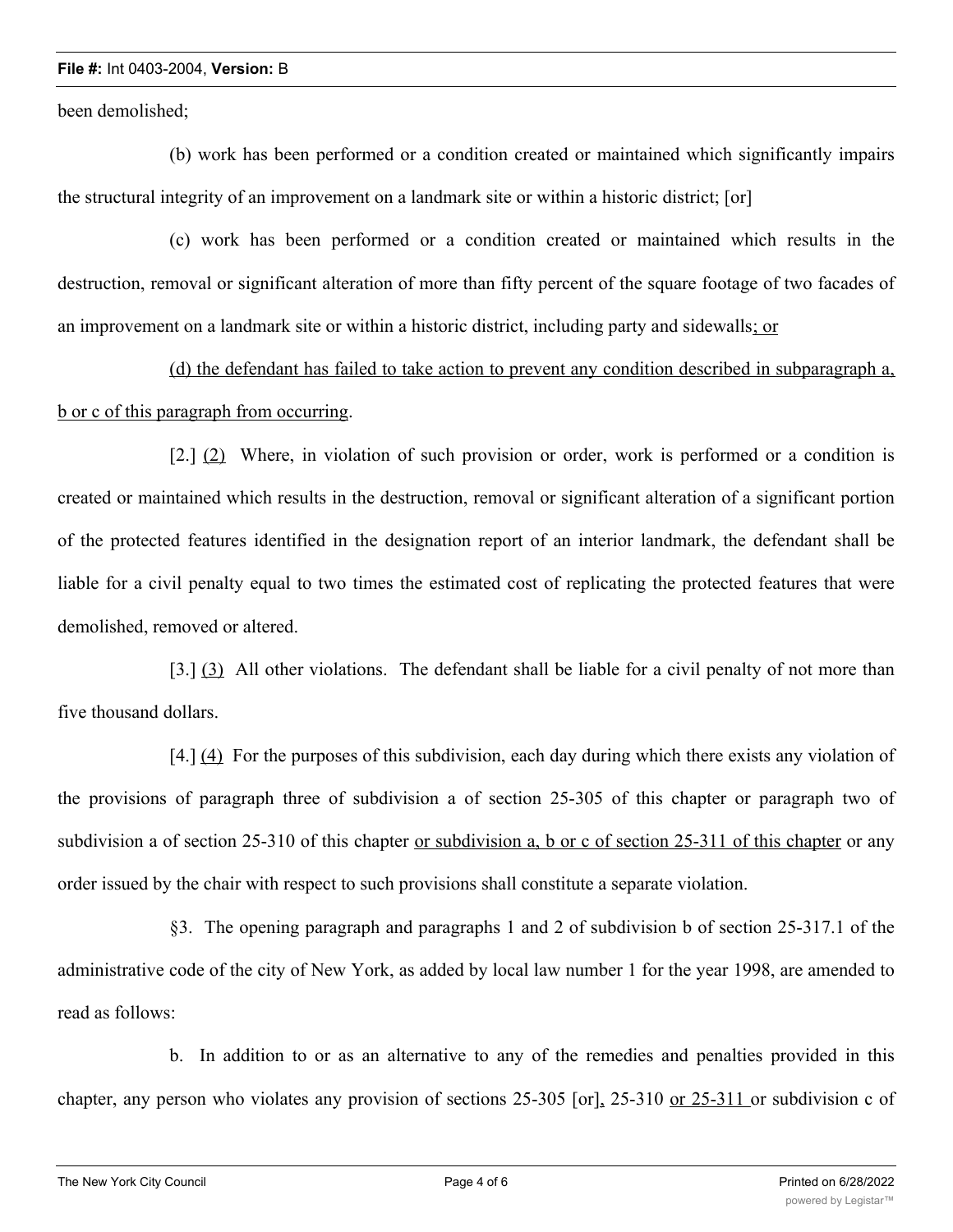been demolished;

(b) work has been performed or a condition created or maintained which significantly impairs the structural integrity of an improvement on a landmark site or within a historic district; [or]

(c) work has been performed or a condition created or maintained which results in the destruction, removal or significant alteration of more than fifty percent of the square footage of two facades of an improvement on a landmark site or within a historic district, including party and sidewalls; or

(d) the defendant has failed to take action to prevent any condition described in subparagraph a, b or c of this paragraph from occurring.

[2.] (2) Where, in violation of such provision or order, work is performed or a condition is created or maintained which results in the destruction, removal or significant alteration of a significant portion of the protected features identified in the designation report of an interior landmark, the defendant shall be liable for a civil penalty equal to two times the estimated cost of replicating the protected features that were demolished, removed or altered.

[3.] (3) All other violations. The defendant shall be liable for a civil penalty of not more than five thousand dollars.

[4.] (4) For the purposes of this subdivision, each day during which there exists any violation of the provisions of paragraph three of subdivision a of section 25-305 of this chapter or paragraph two of subdivision a of section 25-310 of this chapter or subdivision a, b or c of section 25-311 of this chapter or any order issued by the chair with respect to such provisions shall constitute a separate violation.

§3. The opening paragraph and paragraphs 1 and 2 of subdivision b of section 25-317.1 of the administrative code of the city of New York, as added by local law number 1 for the year 1998, are amended to read as follows:

b. In addition to or as an alternative to any of the remedies and penalties provided in this chapter, any person who violates any provision of sections 25-305 [or], 25-310 or 25-311 or subdivision c of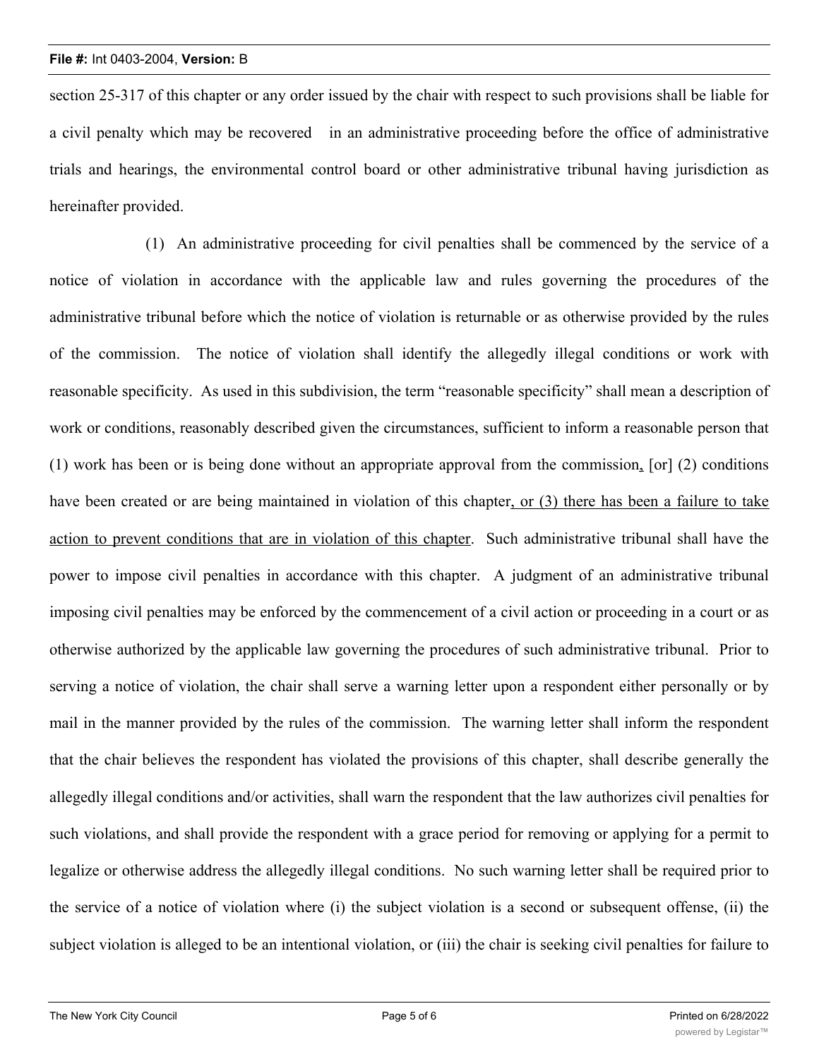section 25-317 of this chapter or any order issued by the chair with respect to such provisions shall be liable for a civil penalty which may be recovered in an administrative proceeding before the office of administrative trials and hearings, the environmental control board or other administrative tribunal having jurisdiction as hereinafter provided.

(1) An administrative proceeding for civil penalties shall be commenced by the service of a notice of violation in accordance with the applicable law and rules governing the procedures of the administrative tribunal before which the notice of violation is returnable or as otherwise provided by the rules of the commission. The notice of violation shall identify the allegedly illegal conditions or work with reasonable specificity. As used in this subdivision, the term "reasonable specificity" shall mean a description of work or conditions, reasonably described given the circumstances, sufficient to inform a reasonable person that (1) work has been or is being done without an appropriate approval from the commission, [or] (2) conditions have been created or are being maintained in violation of this chapter, or (3) there has been a failure to take action to prevent conditions that are in violation of this chapter. Such administrative tribunal shall have the power to impose civil penalties in accordance with this chapter. A judgment of an administrative tribunal imposing civil penalties may be enforced by the commencement of a civil action or proceeding in a court or as otherwise authorized by the applicable law governing the procedures of such administrative tribunal. Prior to serving a notice of violation, the chair shall serve a warning letter upon a respondent either personally or by mail in the manner provided by the rules of the commission. The warning letter shall inform the respondent that the chair believes the respondent has violated the provisions of this chapter, shall describe generally the allegedly illegal conditions and/or activities, shall warn the respondent that the law authorizes civil penalties for such violations, and shall provide the respondent with a grace period for removing or applying for a permit to legalize or otherwise address the allegedly illegal conditions. No such warning letter shall be required prior to the service of a notice of violation where (i) the subject violation is a second or subsequent offense, (ii) the subject violation is alleged to be an intentional violation, or (iii) the chair is seeking civil penalties for failure to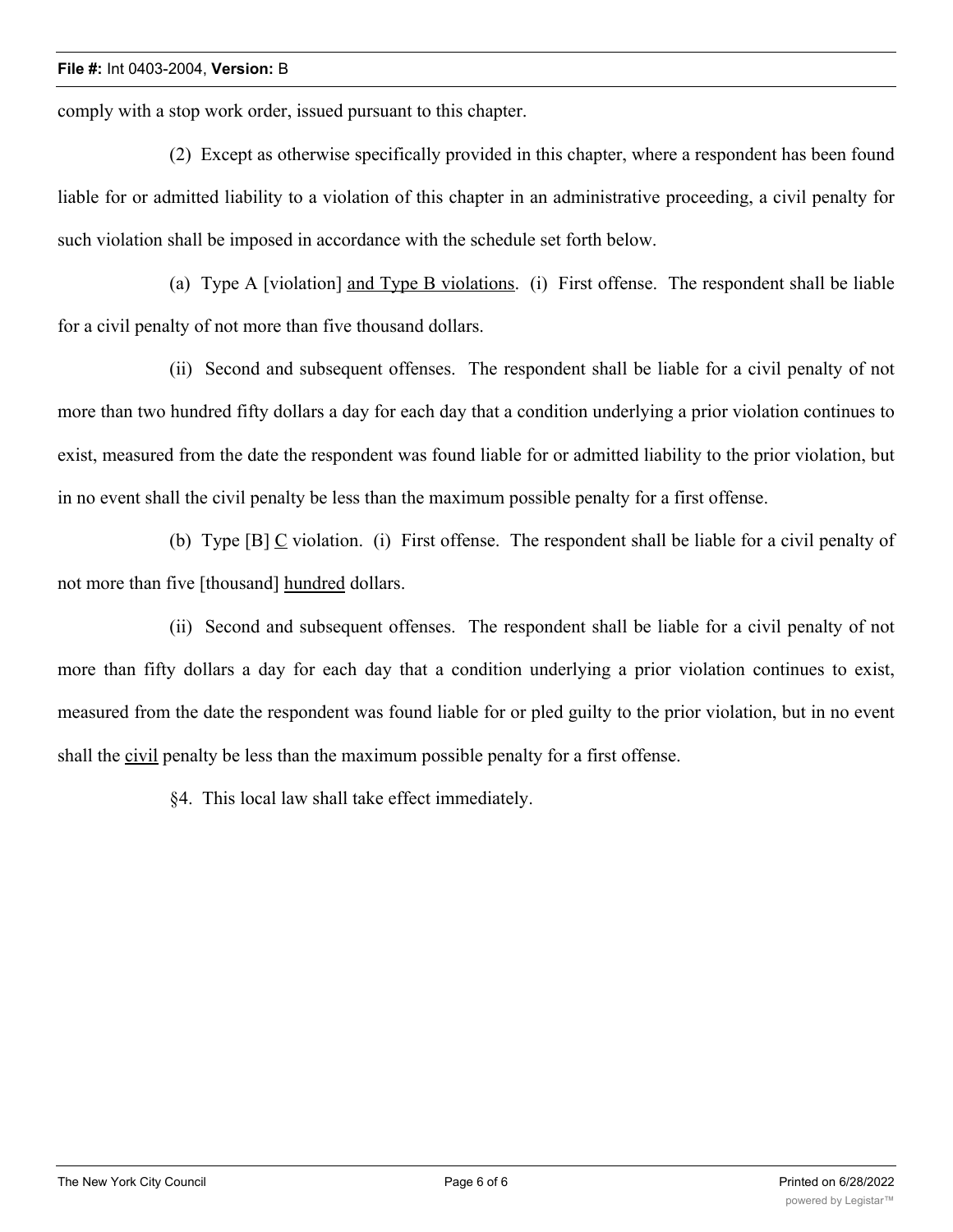comply with a stop work order, issued pursuant to this chapter.

(2) Except as otherwise specifically provided in this chapter, where a respondent has been found liable for or admitted liability to a violation of this chapter in an administrative proceeding, a civil penalty for such violation shall be imposed in accordance with the schedule set forth below.

(a) Type A [violation] <u>and Type B violations</u>. (i) First offense. The respondent shall be liable for a civil penalty of not more than five thousand dollars.

(ii) Second and subsequent offenses. The respondent shall be liable for a civil penalty of not more than two hundred fifty dollars a day for each day that a condition underlying a prior violation continues to exist, measured from the date the respondent was found liable for or admitted liability to the prior violation, but in no event shall the civil penalty be less than the maximum possible penalty for a first offense.

(b) Type [B] <u>C</u> violation. (i) First offense. The respondent shall be liable for a civil penalty of not more than five [thousand] <u>hundred</u> dollars.

(ii) Second and subsequent offenses. The respondent shall be liable for a civil penalty of not more than fifty dollars a day for each day that a condition underlying a prior violation continues to exist, measured from the date the respondent was found liable for or pled guilty to the prior violation, but in no event shall the <u>civil</u> penalty be less than the maximum possible penalty for a first offense.

§4. This local law shall take effect immediately.